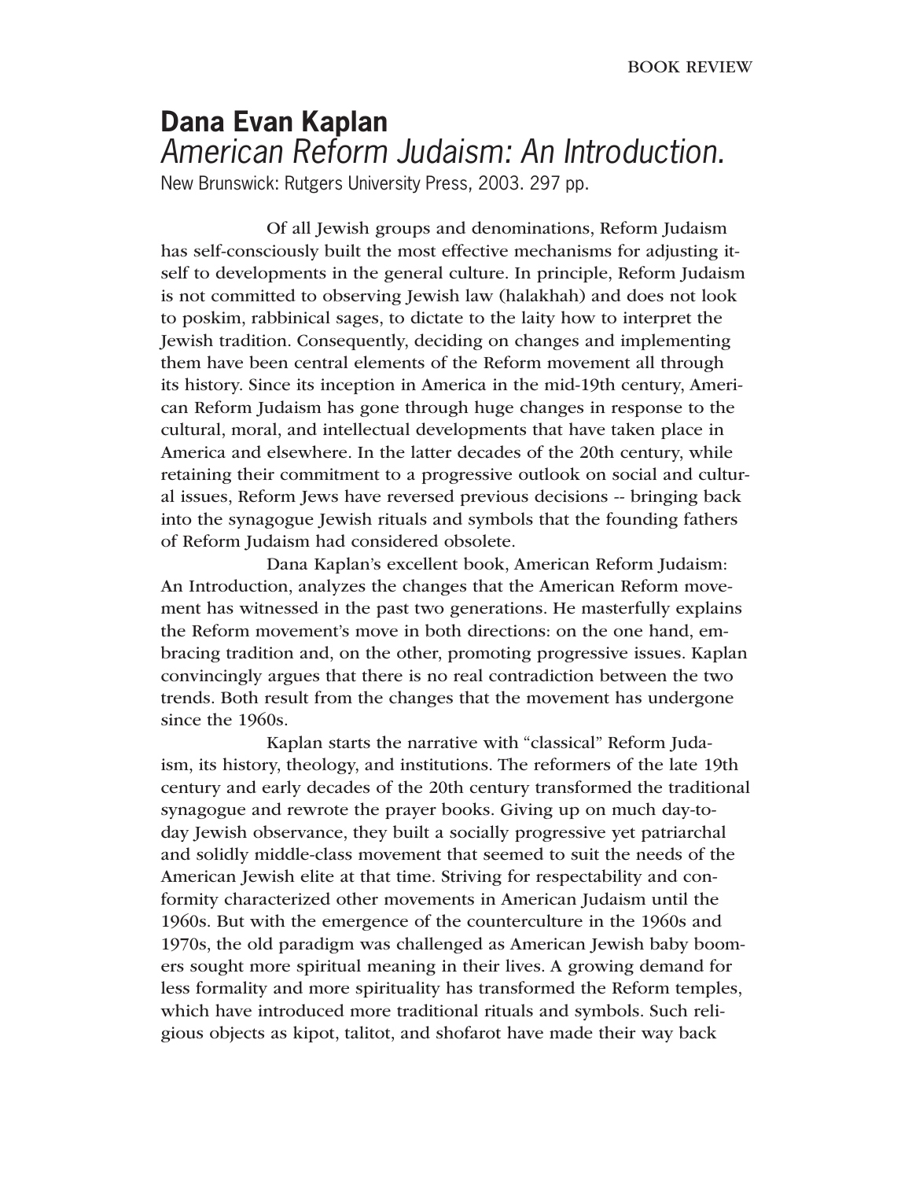BOOK REVIEW

# Dana Evan Kaplan

## *American Reform Judaism: An Introduction.*

New Brunswick: Rutgers University Press, 2003. 297 pp.

Of all Jewish groups and denominations, Reform Judaism has self-consciously built the most effective mechanisms for adjusting itself to developments in the general culture. In principle, Reform Judaism is not committed to observing Jewish law (halakhah) and does not look to poskim, rabbinical sages, to dictate to the laity how to interpret the Jewish tradition. Consequently, deciding on changes and implementing them have been central elements of the Reform movement all through its history. Since its inception in America in the mid-19th century, American Reform Judaism has gone through huge changes in response to the cultural, moral, and intellectual developments that have taken place in America and elsewhere. In the latter decades of the 20th century, while retaining their commitment to a progressive outlook on social and cultural issues, Reform Jews have reversed previous decisions -- bringing back into the synagogue Jewish rituals and symbols that the founding fathers of Reform Judaism had considered obsolete.

Dana Kaplan's excellent book, American Reform Judaism: An Introduction, analyzes the changes that the American Reform movement has witnessed in the past two generations. He masterfully explains the Reform movement's move in both directions: on the one hand, embracing tradition and, on the other, promoting progressive issues. Kaplan convincingly argues that there is no real contradiction between the two trends. Both result from the changes that the movement has undergone since the 1960s.

Kaplan starts the narrative with "classical" Reform Judaism, its history, theology, and institutions. The reformers of the late 19th century and early decades of the 20th century transformed the traditional synagogue and rewrote the prayer books. Giving up on much day-to-day Jewish observance, they built a socially progressive yet patriarchal and solidly middle-class movement that seemed to suit the needs of the American Jewish elite at that time. Striving for respectability and conformity characterized other movements in American Judaism until the 1960s. But with the emergence of the counterculture in the 1960s and 1970s, the old paradigm was challenged as American Jewish baby boomers sought more spiritual meaning in their lives. A growing demand for less formality and more spirituality has transformed the Reform temples, which have introduced more traditional rituals and symbols. Such religious objects as kipot, talitot, and shofarot have made their way back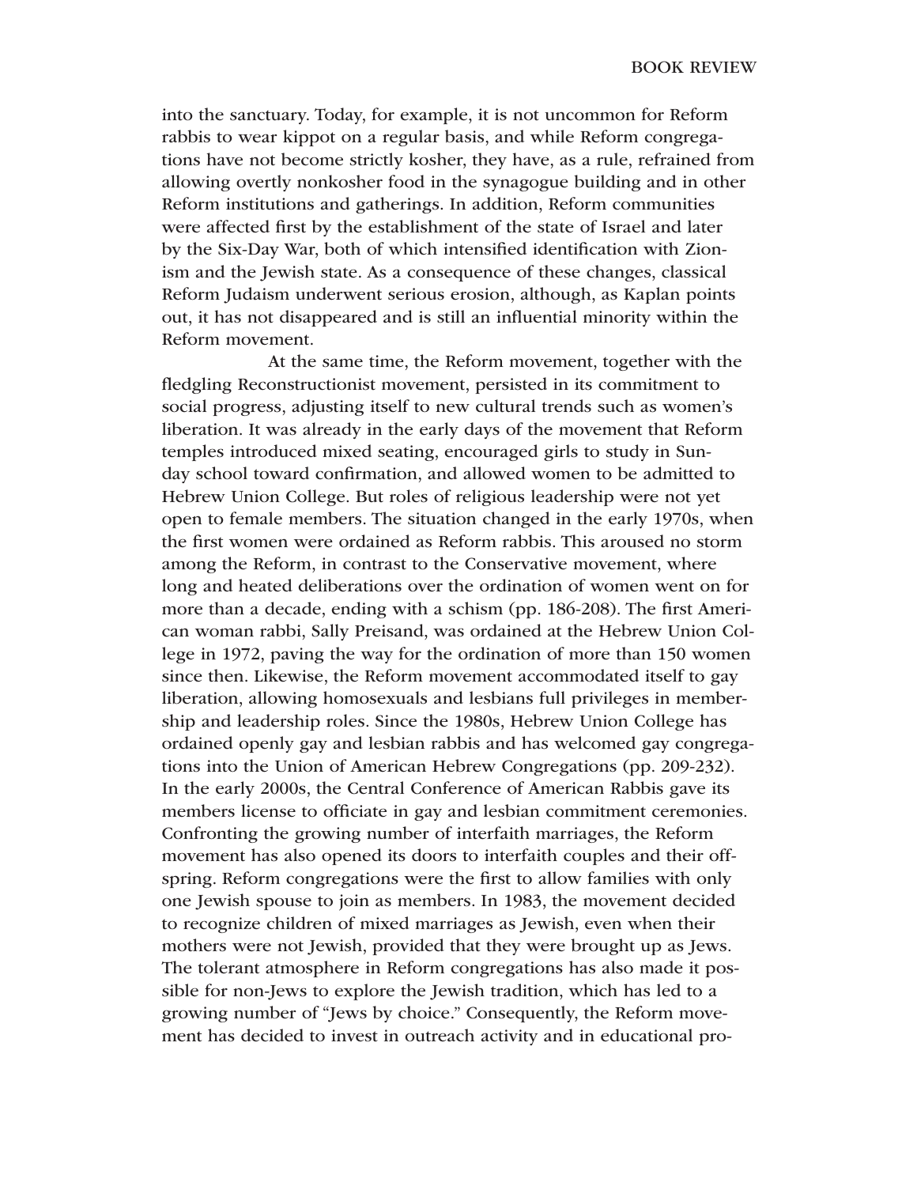into the sanctuary. Today, for example, it is not uncommon for Reform rabbis to wear kippot on a regular basis, and while Reform congregations have not become strictly kosher, they have, as a rule, refrained from allowing overtly nonkosher food in the synagogue building and in other Reform institutions and gatherings. In addition, Reform communities were affected first by the establishment of the state of Israel and later by the Six-Day War, both of which intensified identification with Zionism and the Jewish state. As a consequence of these changes, classical Reform Judaism underwent serious erosion, although, as Kaplan points out, it has not disappeared and is still an influential minority within the Reform movement.

At the same time, the Reform movement, together with the fledgling Reconstructionist movement, persisted in its commitment to social progress, adjusting itself to new cultural trends such as women's liberation. It was already in the early days of the movement that Reform temples introduced mixed seating, encouraged girls to study in Sunday school toward confirmation, and allowed women to be admitted to Hebrew Union College. But roles of religious leadership were not yet open to female members. The situation changed in the early 1970s, when the first women were ordained as Reform rabbis. This aroused no storm among the Reform, in contrast to the Conservative movement, where long and heated deliberations over the ordination of women went on for more than a decade, ending with a schism (pp. 186-208). The first American woman rabbi, Sally Preisand, was ordained at the Hebrew Union College in 1972, paving the way for the ordination of more than 150 women since then. Likewise, the Reform movement accommodated itself to gay liberation, allowing homosexuals and lesbians full privileges in membership and leadership roles. Since the 1980s, Hebrew Union College has ordained openly gay and lesbian rabbis and has welcomed gay congregations into the Union of American Hebrew Congregations (pp. 209-232). In the early 2000s, the Central Conference of American Rabbis gave its members license to officiate in gay and lesbian commitment ceremonies. Confronting the growing number of interfaith marriages, the Reform movement has also opened its doors to interfaith couples and their offspring. Reform congregations were the first to allow families with only one Jewish spouse to join as members. In 1983, the movement decided to recognize children of mixed marriages as Jewish, even when their mothers were not Jewish, provided that they were brought up as Jews. The tolerant atmosphere in Reform congregations has also made it possible for non-Jews to explore the Jewish tradition, which has led to a growing number of "Jews by choice." Consequently, the Reform movement has decided to invest in outreach activity and in educational pro-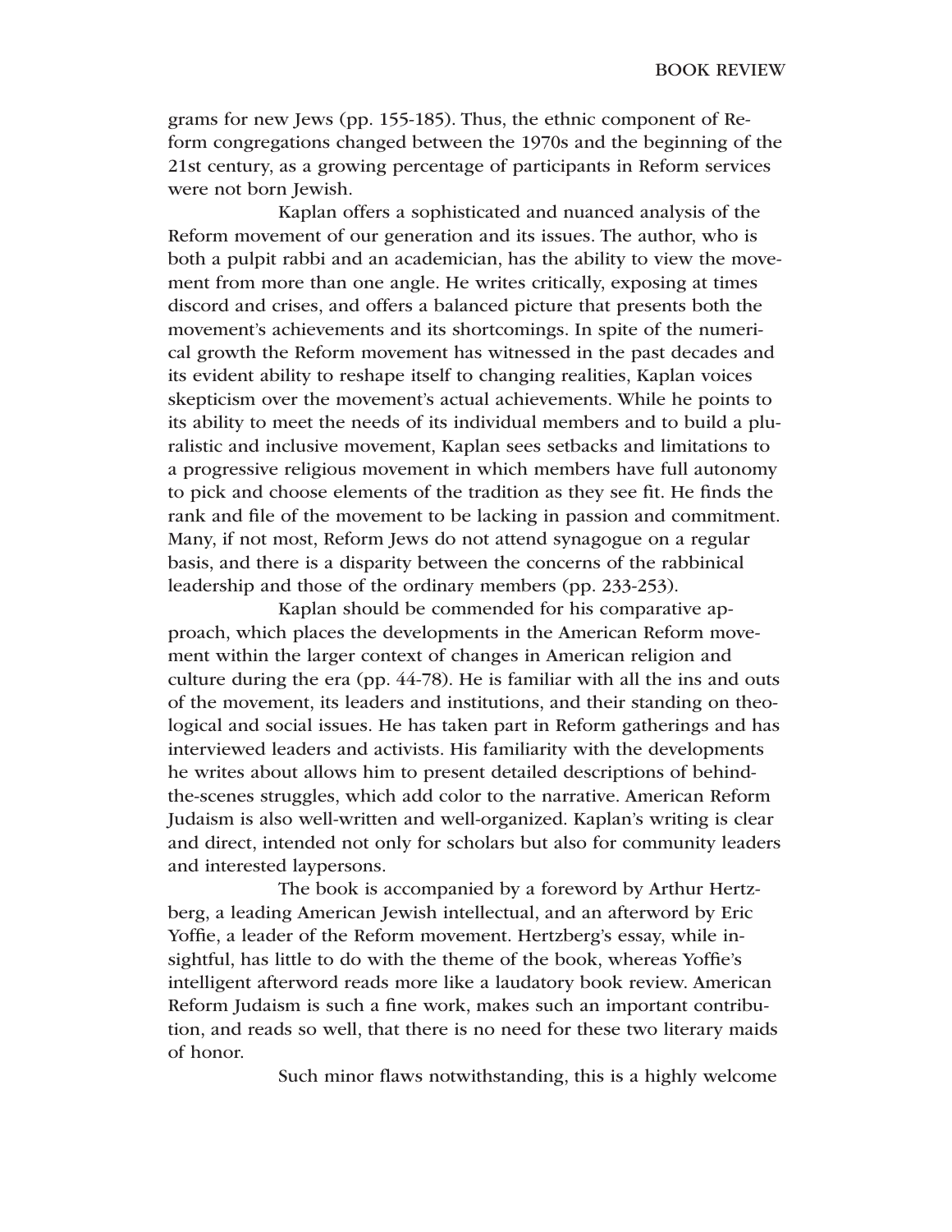grams for new Jews (pp. 155-185). Thus, the ethnic component of Reform congregations changed between the 1970s and the beginning of the 21st century, as a growing percentage of participants in Reform services were not born Jewish.

Kaplan offers a sophisticated and nuanced analysis of the Reform movement of our generation and its issues. The author, who is both a pulpit rabbi and an academician, has the ability to view the movement from more than one angle. He writes critically, exposing at times discord and crises, and offers a balanced picture that presents both the movement's achievements and its shortcomings. In spite of the numerical growth the Reform movement has witnessed in the past decades and its evident ability to reshape itself to changing realities, Kaplan voices skepticism over the movement's actual achievements. While he points to its ability to meet the needs of its individual members and to build a pluralistic and inclusive movement, Kaplan sees setbacks and limitations to a progressive religious movement in which members have full autonomy to pick and choose elements of the tradition as they see fit. He finds the rank and file of the movement to be lacking in passion and commitment. Many, if not most, Reform Jews do not attend synagogue on a regular basis, and there is a disparity between the concerns of the rabbinical leadership and those of the ordinary members (pp. 233-253).

Kaplan should be commended for his comparative approach, which places the developments in the American Reform movement within the larger context of changes in American religion and culture during the era (pp. 44-78). He is familiar with all the ins and outs of the movement, its leaders and institutions, and their standing on theological and social issues. He has taken part in Reform gatherings and has interviewed leaders and activists. His familiarity with the developments he writes about allows him to present detailed descriptions of behind-the-scenes struggles, which add color to the narrative. American Reform Judaism is also well-written and well-organized. Kaplan's writing is clear and direct, intended not only for scholars but also for community leaders and interested laypersons.

The book is accompanied by a foreword by Arthur Hertzberg, a leading American Jewish intellectual, and an afterword by Eric Yoffie, a leader of the Reform movement. Hertzberg's essay, while insightful, has little to do with the theme of the book, whereas Yoffie's intelligent afterword reads more like a laudatory book review. American Reform Judaism is such a fine work, makes such an important contribution, and reads so well, that there is no need for these two literary maids of honor.

Such minor flaws notwithstanding, this is a highly welcome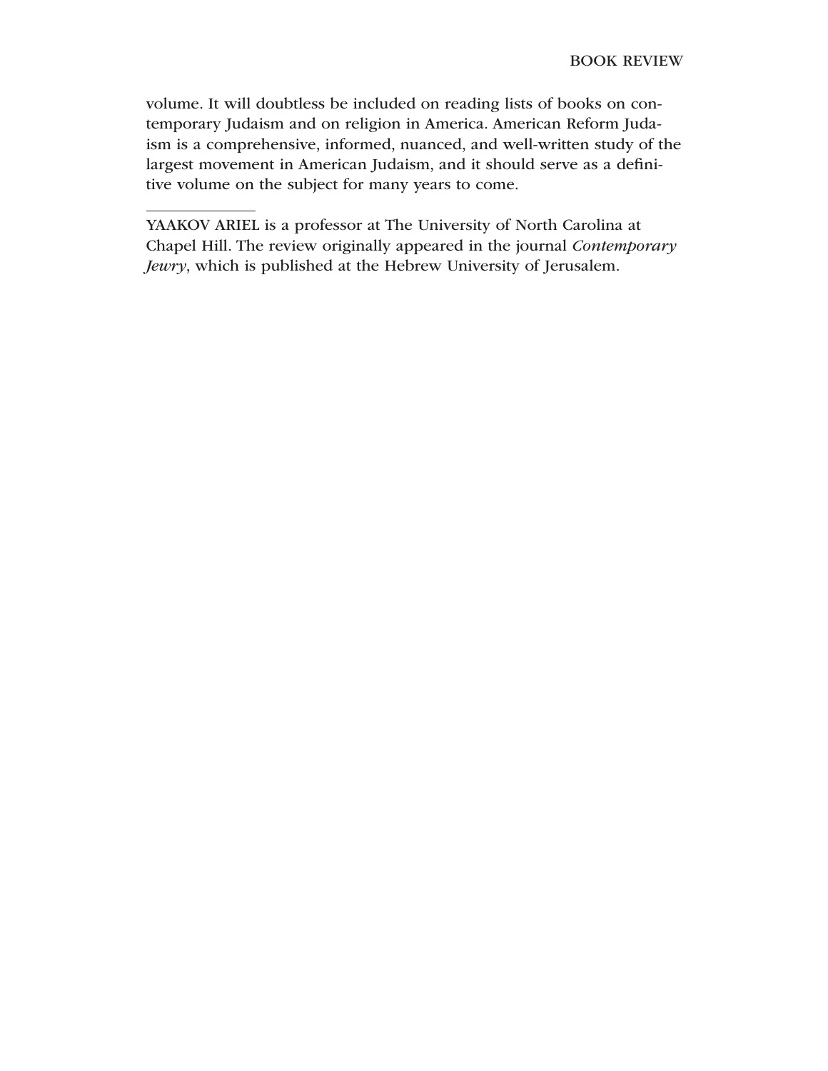volume. It will doubtless be included on reading lists of books on contemporary Judaism and on religion in America. American Reform Judaism is a comprehensive, informed, nuanced, and well-written study of the largest movement in American Judaism, and it should serve as a definitive volume on the subject for many years to come.

---

**YAAKOV ARIEL** is a professor at The University of North Carolina at Chapel Hill. The review originally appeared in the journal *Contemporary Jewry*, which is published at the Hebrew University of Jerusalem.